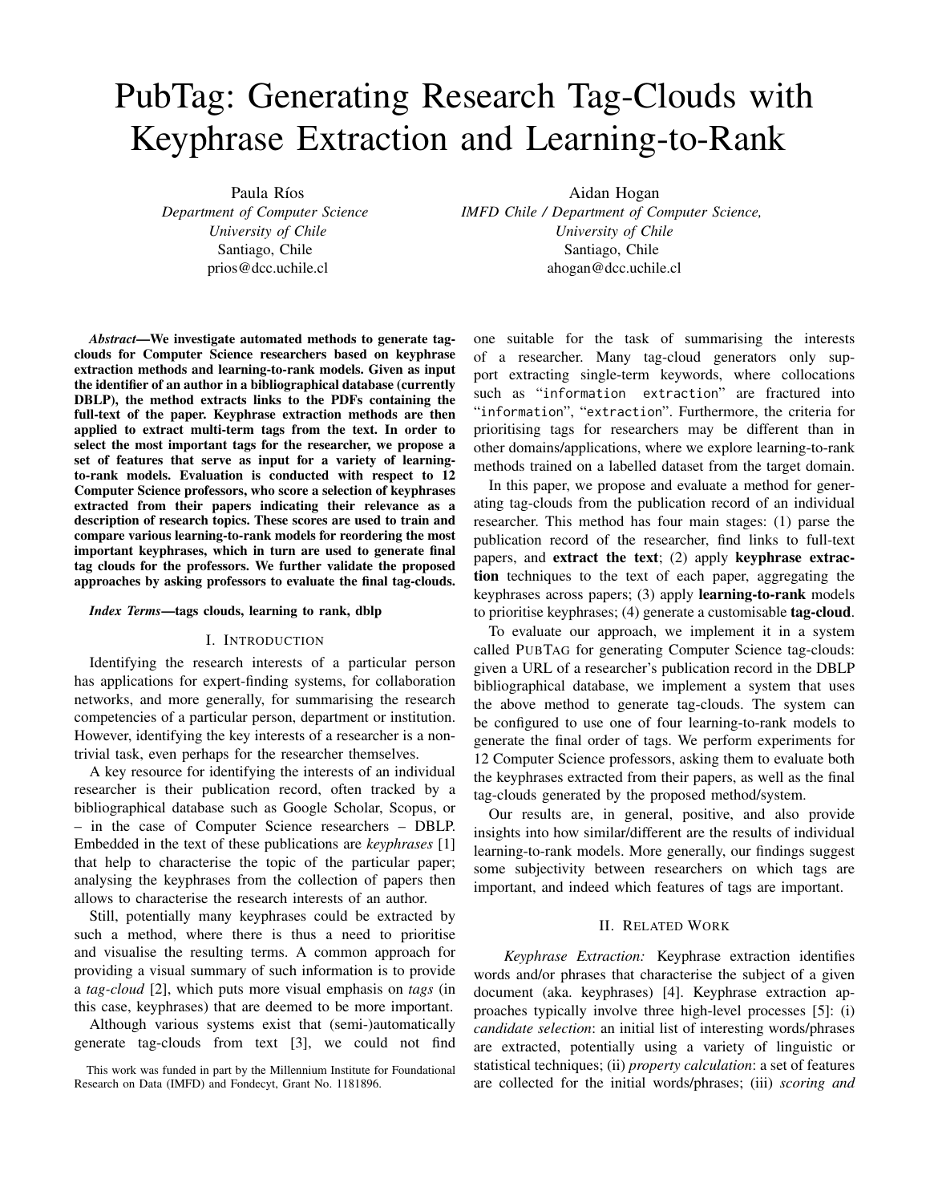# PubTag: Generating Research Tag-Clouds with Keyphrase Extraction and Learning-to-Rank

Paula Ríos
*Department of Computer Science*
*University of Chile*
Santiago, Chile
prios@dcc.uchile.cl

Aidan Hogan
*IMFD Chile / Department of Computer Science,*
*University of Chile*
Santiago, Chile
ahogan@dcc.uchile.cl

***Abstract*—We investigate automated methods to generate tag-clouds for Computer Science researchers based on keyphrase extraction methods and learning-to-rank models. Given as input the identifier of an author in a bibliographical database (currently DBLP), the method extracts links to the PDFs containing the full-text of the paper. Keyphrase extraction methods are then applied to extract multi-term tags from the text. In order to select the most important tags for the researcher, we propose a set of features that serve as input for a variety of learning-to-rank models. Evaluation is conducted with respect to 12 Computer Science professors, who score a selection of keyphrases extracted from their papers indicating their relevance as a description of research topics. These scores are used to train and compare various learning-to-rank models for reordering the most important keyphrases, which in turn are used to generate final tag clouds for the professors. We further validate the proposed approaches by asking professors to evaluate the final tag-clouds.**

***Index Terms*—tags clouds, learning to rank, dblp**

## I. Introduction

Identifying the research interests of a particular person has applications for expert-finding systems, for collaboration networks, and more generally, for summarising the research competencies of a particular person, department or institution. However, identifying the key interests of a researcher is a non-trivial task, even perhaps for the researcher themselves.

A key resource for identifying the interests of an individual researcher is their publication record, often tracked by a bibliographical database such as Google Scholar, Scopus, or – in the case of Computer Science researchers – DBLP. Embedded in the text of these publications are *keyphrases* [1] that help to characterise the topic of the particular paper; analysing the keyphrases from the collection of papers then allows to characterise the research interests of an author.

Still, potentially many keyphrases could be extracted by such a method, where there is thus a need to prioritise and visualise the resulting terms. A common approach for providing a visual summary of such information is to provide a *tag-cloud* [2], which puts more visual emphasis on *tags* (in this case, keyphrases) that are deemed to be more important.

Although various systems exist that (semi-)automatically generate tag-clouds from text [3], we could not find one suitable for the task of summarising the interests of a researcher. Many tag-cloud generators only support extracting single-term keywords, where collocations such as "`information extraction`" are fractured into "`information`", "`extraction`". Furthermore, the criteria for prioritising tags for researchers may be different than in other domains/applications, where we explore learning-to-rank methods trained on a labelled dataset from the target domain.

In this paper, we propose and evaluate a method for generating tag-clouds from the publication record of an individual researcher. This method has four main stages: (1) parse the publication record of the researcher, find links to full-text papers, and **extract the text**; (2) apply **keyphrase extraction** techniques to the text of each paper, aggregating the keyphrases across papers; (3) apply **learning-to-rank** models to prioritise keyphrases; (4) generate a customisable **tag-cloud**.

To evaluate our approach, we implement it in a system called PUBTAG for generating Computer Science tag-clouds: given a URL of a researcher's publication record in the DBLP bibliographical database, we implement a system that uses the above method to generate tag-clouds. The system can be configured to use one of four learning-to-rank models to generate the final order of tags. We perform experiments for 12 Computer Science professors, asking them to evaluate both the keyphrases extracted from their papers, as well as the final tag-clouds generated by the proposed method/system.

Our results are, in general, positive, and also provide insights into how similar/different are the results of individual learning-to-rank models. More generally, our findings suggest some subjectivity between researchers on which tags are important, and indeed which features of tags are important.

## II. Related Work

*Keyphrase Extraction:* Keyphrase extraction identifies words and/or phrases that characterise the subject of a given document (aka. keyphrases) [4]. Keyphrase extraction approaches typically involve three high-level processes [5]: (i) *candidate selection*: an initial list of interesting words/phrases are extracted, potentially using a variety of linguistic or statistical techniques; (ii) *property calculation*: a set of features are collected for the initial words/phrases; (iii) *scoring and*

This work was funded in part by the Millennium Institute for Foundational Research on Data (IMFD) and Fondecyt, Grant No. 1181896.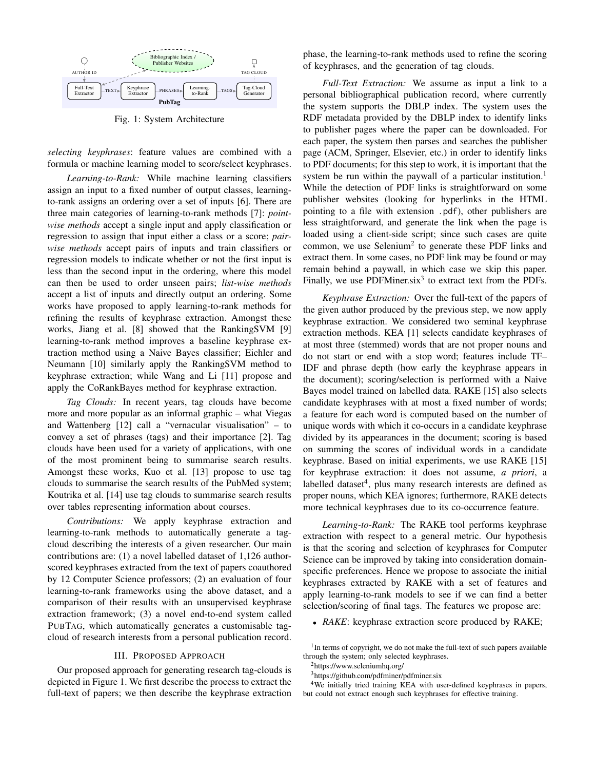Fig. 1: System Architecture

*selecting keyphrases*: feature values are combined with a formula or machine learning model to score/select keyphrases.

*Learning-to-Rank:* While machine learning classifiers assign an input to a fixed number of output classes, learning-to-rank assigns an ordering over a set of inputs [6]. There are three main categories of learning-to-rank methods [7]: *point-wise methods* accept a single input and apply classification or regression to assign that input either a class or a score; *pair-wise methods* accept pairs of inputs and train classifiers or regression models to indicate whether or not the first input is less than the second input in the ordering, where this model can then be used to order unseen pairs; *list-wise methods* accept a list of inputs and directly output an ordering. Some works have proposed to apply learning-to-rank methods for refining the results of keyphrase extraction. Amongst these works, Jiang et al. [8] showed that the RankingSVM [9] learning-to-rank method improves a baseline keyphrase extraction method using a Naive Bayes classifier; Eichler and Neumann [10] similarly apply the RankingSVM method to keyphrase extraction; while Wang and Li [11] propose and apply the CoRankBayes method for keyphrase extraction.

*Tag Clouds:* In recent years, tag clouds have become more and more popular as an informal graphic – what Viegas and Wattenberg [12] call a "vernacular visualisation" – to convey a set of phrases (tags) and their importance [2]. Tag clouds have been used for a variety of applications, with one of the most prominent being to summarise search results. Amongst these works, Kuo et al. [13] propose to use tag clouds to summarise the search results of the PubMed system; Koutrika et al. [14] use tag clouds to summarise search results over tables representing information about courses.

*Contributions:* We apply keyphrase extraction and learning-to-rank methods to automatically generate a tag-cloud describing the interests of a given researcher. Our main contributions are: (1) a novel labelled dataset of 1,126 author-scored keyphrases extracted from the text of papers coauthored by 12 Computer Science professors; (2) an evaluation of four learning-to-rank frameworks using the above dataset, and a comparison of their results with an unsupervised keyphrase extraction framework; (3) a novel end-to-end system called PubTag, which automatically generates a customisable tag-cloud of research interests from a personal publication record.

## III. Proposed Approach

Our proposed approach for generating research tag-clouds is depicted in Figure 1. We first describe the process to extract the full-text of papers; we then describe the keyphrase extraction phase, the learning-to-rank methods used to refine the scoring of keyphrases, and the generation of tag clouds.

*Full-Text Extraction:* We assume as input a link to a personal bibliographical publication record, where currently the system supports the DBLP index. The system uses the RDF metadata provided by the DBLP index to identify links to publisher pages where the paper can be downloaded. For each paper, the system then parses and searches the publisher page (ACM, Springer, Elsevier, etc.) in order to identify links to PDF documents; for this step to work, it is important that the system be run within the paywall of a particular institution.[1] While the detection of PDF links is straightforward on some publisher websites (looking for hyperlinks in the HTML pointing to a file with extension `.pdf`), other publishers are less straightforward, and generate the link when the page is loaded using a client-side script; since such cases are quite common, we use Selenium[2] to generate these PDF links and extract them. In some cases, no PDF link may be found or may remain behind a paywall, in which case we skip this paper. Finally, we use PDFMiner.six[3] to extract text from the PDFs.

*Keyphrase Extraction:* Over the full-text of the papers of the given author produced by the previous step, we now apply keyphrase extraction. We considered two seminal keyphrase extraction methods. KEA [1] selects candidate keyphrases of at most three (stemmed) words that are not proper nouns and do not start or end with a stop word; features include TF–IDF and phrase depth (how early the keyphrase appears in the document); scoring/selection is performed with a Naive Bayes model trained on labelled data. RAKE [15] also selects candidate keyphrases with at most a fixed number of words; a feature for each word is computed based on the number of unique words with which it co-occurs in a candidate keyphrase divided by its appearances in the document; scoring is based on summing the scores of individual words in a candidate keyphrase. Based on initial experiments, we use RAKE [15] for keyphrase extraction: it does not assume, *a priori*, a labelled dataset[4], plus many research interests are defined as proper nouns, which KEA ignores; furthermore, RAKE detects more technical keyphrases due to its co-occurrence feature.

*Learning-to-Rank:* The RAKE tool performs keyphrase extraction with respect to a general metric. Our hypothesis is that the scoring and selection of keyphrases for Computer Science can be improved by taking into consideration domain-specific preferences. Hence we propose to associate the initial keyphrases extracted by RAKE with a set of features and apply learning-to-rank models to see if we can find a better selection/scoring of final tags. The features we propose are:

- *RAKE*: keyphrase extraction score produced by RAKE;

[1] In terms of copyright, we do not make the full-text of such papers available through the system; only selected keyphrases.

[2] https://www.seleniumhq.org/

[3] https://github.com/pdfminer/pdfminer.six

[4] We initially tried training KEA with user-defined keyphrases in papers, but could not extract enough such keyphrases for effective training.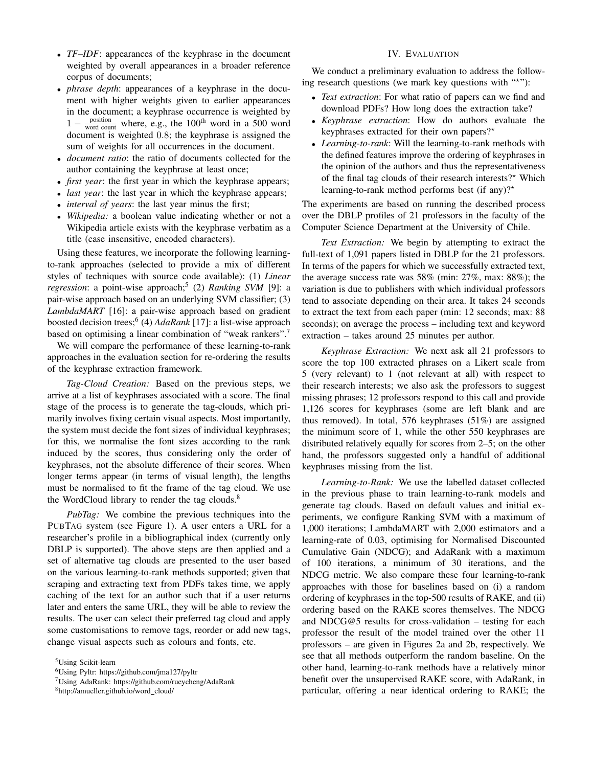- *TF–IDF*: appearances of the keyphrase in the document weighted by overall appearances in a broader reference corpus of documents;
- *phrase depth*: appearances of a keyphrase in the document with higher weights given to earlier appearances in the document; a keyphrase occurrence is weighted by $1 - \frac{\text{position}}{\text{word count}}$ where, e.g., the $100^{\text{th}}$ word in a 500 word document is weighted $0.8$; the keyphrase is assigned the sum of weights for all occurrences in the document.
- *document ratio*: the ratio of documents collected for the author containing the keyphrase at least once;
- *first year*: the first year in which the keyphrase appears;
- *last year*: the last year in which the keyphrase appears;
- *interval of years*: the last year minus the first;
- *Wikipedia:* a boolean value indicating whether or not a Wikipedia article exists with the keyphrase verbatim as a title (case insensitive, encoded characters).

Using these features, we incorporate the following learning-to-rank approaches (selected to provide a mix of different styles of techniques with source code available): (1) *Linear regression*: a point-wise approach;[5] (2) *Ranking SVM* [9]: a pair-wise approach based on an underlying SVM classifier; (3) *LambdaMART* [16]: a pair-wise approach based on gradient boosted decision trees;[6] (4) *AdaRank* [17]: a list-wise approach based on optimising a linear combination of "weak rankers".[7]

We will compare the performance of these learning-to-rank approaches in the evaluation section for re-ordering the results of the keyphrase extraction framework.

*Tag-Cloud Creation:* Based on the previous steps, we arrive at a list of keyphrases associated with a score. The final stage of the process is to generate the tag-clouds, which primarily involves fixing certain visual aspects. Most importantly, the system must decide the font sizes of individual keyphrases; for this, we normalise the font sizes according to the rank induced by the scores, thus considering only the order of keyphrases, not the absolute difference of their scores. When longer terms appear (in terms of visual length), the lengths must be normalised to fit the frame of the tag cloud. We use the WordCloud library to render the tag clouds.[8]

*PubTag:* We combine the previous techniques into the PubTag system (see Figure 1). A user enters a URL for a researcher's profile in a bibliographical index (currently only DBLP is supported). The above steps are then applied and a set of alternative tag clouds are presented to the user based on the various learning-to-rank methods supported; given that scraping and extracting text from PDFs takes time, we apply caching of the text for an author such that if a user returns later and enters the same URL, they will be able to review the results. The user can select their preferred tag cloud and apply some customisations to remove tags, reorder or add new tags, change visual aspects such as colours and fonts, etc.

[5] Using Scikit-learn

[6] Using Pyltr: https://github.com/jma127/pyltr

[7] Using AdaRank: https://github.com/rueycheng/AdaRank

[8] http://amueller.github.io/word_cloud/

## IV. Evaluation

We conduct a preliminary evaluation to address the following research questions (we mark key questions with "⋆"):

- *Text extraction*: For what ratio of papers can we find and download PDFs? How long does the extraction take?
- *Keyphrase extraction*: How do authors evaluate the keyphrases extracted for their own papers?⋆
- *Learning-to-rank*: Will the learning-to-rank methods with the defined features improve the ordering of keyphrases in the opinion of the authors and thus the representativeness of the final tag clouds of their research interests?⋆ Which learning-to-rank method performs best (if any)?⋆

The experiments are based on running the described process over the DBLP profiles of 21 professors in the faculty of the Computer Science Department at the University of Chile.

*Text Extraction:* We begin by attempting to extract the full-text of 1,091 papers listed in DBLP for the 21 professors. In terms of the papers for which we successfully extracted text, the average success rate was 58% (min: 27%, max: 88%); the variation is due to publishers with which individual professors tend to associate depending on their area. It takes 24 seconds to extract the text from each paper (min: 12 seconds; max: 88 seconds); on average the process – including text and keyword extraction – takes around 25 minutes per author.

*Keyphrase Extraction:* We next ask all 21 professors to score the top 100 extracted phrases on a Likert scale from 5 (very relevant) to 1 (not relevant at all) with respect to their research interests; we also ask the professors to suggest missing phrases; 12 professors respond to this call and provide 1,126 scores for keyphrases (some are left blank and are thus removed). In total, 576 keyphrases (51%) are assigned the minimum score of 1, while the other 550 keyphrases are distributed relatively equally for scores from 2–5; on the other hand, the professors suggested only a handful of additional keyphrases missing from the list.

*Learning-to-Rank:* We use the labelled dataset collected in the previous phase to train learning-to-rank models and generate tag clouds. Based on default values and initial experiments, we configure Ranking SVM with a maximum of 1,000 iterations; LambdaMART with 2,000 estimators and a learning-rate of 0.03, optimising for Normalised Discounted Cumulative Gain (NDCG); and AdaRank with a maximum of 100 iterations, a minimum of 30 iterations, and the NDCG metric. We also compare these four learning-to-rank approaches with those for baselines based on (i) a random ordering of keyphrases in the top-500 results of RAKE, and (ii) ordering based on the RAKE scores themselves. The NDCG and NDCG@5 results for cross-validation – testing for each professor the result of the model trained over the other 11 professors – are given in Figures 2a and 2b, respectively. We see that all methods outperform the random baseline. On the other hand, learning-to-rank methods have a relatively minor benefit over the unsupervised RAKE score, with AdaRank, in particular, offering a near identical ordering to RAKE; the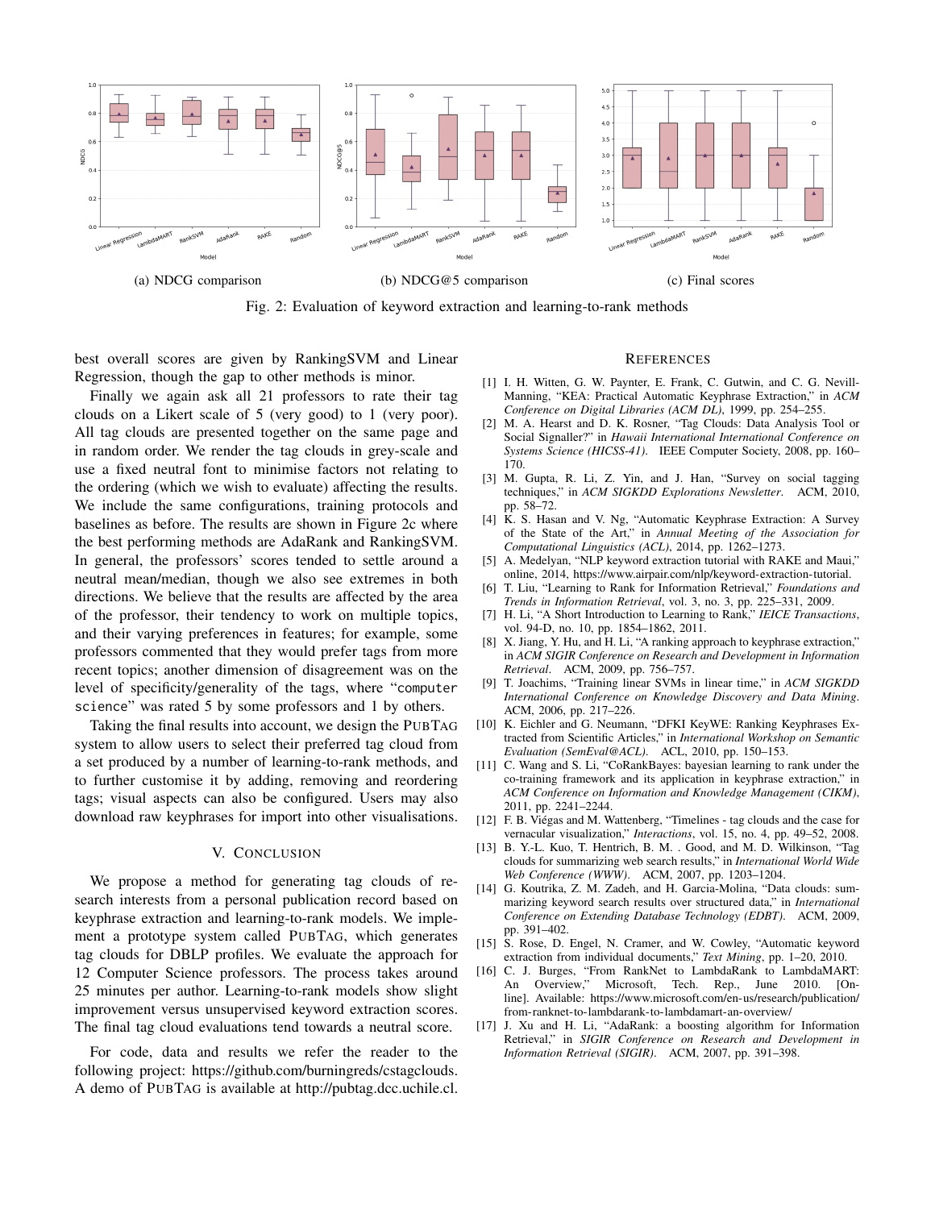NDCG
1.0
0.8
0.6
0.4
0.2
0.0
Linear Regression
LambdaMART
RankSVM
AdaRank
RAKE
Random
Model

(a) NDCG comparison

NDCG@5
1.0
0.8
0.6
0.4
0.2
0.0
Linear Regression
LambdaMART
RankSVM
AdaRank
RAKE
Random
Model

(b) NDCG@5 comparison

5.0
4.5
4.0
3.5
3.0
2.5
2.0
1.5
1.0
Linear Regression
LambdaMART
RankSVM
AdaRank
RAKE
Random
Model

(c) Final scores

Fig. 2: Evaluation of keyword extraction and learning-to-rank methods

best overall scores are given by RankingSVM and Linear Regression, though the gap to other methods is minor.

Finally we again ask all 21 professors to rate their tag clouds on a Likert scale of 5 (very good) to 1 (very poor). All tag clouds are presented together on the same page and in random order. We render the tag clouds in grey-scale and use a fixed neutral font to minimise factors not relating to the ordering (which we wish to evaluate) affecting the results. We include the same configurations, training protocols and baselines as before. The results are shown in Figure 2c where the best performing methods are AdaRank and RankingSVM. In general, the professors' scores tended to settle around a neutral mean/median, though we also see extremes in both directions. We believe that the results are affected by the area of the professor, their tendency to work on multiple topics, and their varying preferences in features; for example, some professors commented that they would prefer tags from more recent topics; another dimension of disagreement was on the level of specificity/generality of the tags, where "`computer science`" was rated 5 by some professors and 1 by others.

Taking the final results into account, we design the PUBTAG system to allow users to select their preferred tag cloud from a set produced by a number of learning-to-rank methods, and to further customise it by adding, removing and reordering tags; visual aspects can also be configured. Users may also download raw keyphrases for import into other visualisations.

## V. Conclusion

We propose a method for generating tag clouds of research interests from a personal publication record based on keyphrase extraction and learning-to-rank models. We implement a prototype system called PUBTAG, which generates tag clouds for DBLP profiles. We evaluate the approach for 12 Computer Science professors. The process takes around 25 minutes per author. Learning-to-rank models show slight improvement versus unsupervised keyword extraction scores. The final tag cloud evaluations tend towards a neutral score.

For code, data and results we refer the reader to the following project: https://github.com/burningreds/cstagclouds. A demo of PUBTAG is available at http://pubtag.dcc.uchile.cl.

## References

[1] I. H. Witten, G. W. Paynter, E. Frank, C. Gutwin, and C. G. Nevill-Manning, "KEA: Practical Automatic Keyphrase Extraction," in *ACM Conference on Digital Libraries (ACM DL)*, 1999, pp. 254–255.

[2] M. A. Hearst and D. K. Rosner, "Tag Clouds: Data Analysis Tool or Social Signaller?" in *Hawaii International International Conference on Systems Science (HICSS-41)*. IEEE Computer Society, 2008, pp. 160–170.

[3] M. Gupta, R. Li, Z. Yin, and J. Han, "Survey on social tagging techniques," in *ACM SIGKDD Explorations Newsletter*. ACM, 2010, pp. 58–72.

[4] K. S. Hasan and V. Ng, "Automatic Keyphrase Extraction: A Survey of the State of the Art," in *Annual Meeting of the Association for Computational Linguistics (ACL)*, 2014, pp. 1262–1273.

[5] A. Medelyan, "NLP keyword extraction tutorial with RAKE and Maui," online, 2014, https://www.airpair.com/nlp/keyword-extraction-tutorial.

[6] T. Liu, "Learning to Rank for Information Retrieval," *Foundations and Trends in Information Retrieval*, vol. 3, no. 3, pp. 225–331, 2009.

[7] H. Li, "A Short Introduction to Learning to Rank," *IEICE Transactions*, vol. 94-D, no. 10, pp. 1854–1862, 2011.

[8] X. Jiang, Y. Hu, and H. Li, "A ranking approach to keyphrase extraction," in *ACM SIGIR Conference on Research and Development in Information Retrieval*. ACM, 2009, pp. 756–757.

[9] T. Joachims, "Training linear SVMs in linear time," in *ACM SIGKDD International Conference on Knowledge Discovery and Data Mining*. ACM, 2006, pp. 217–226.

[10] K. Eichler and G. Neumann, "DFKI KeyWE: Ranking Keyphrases Extracted from Scientific Articles," in *International Workshop on Semantic Evaluation (SemEval@ACL)*. ACL, 2010, pp. 150–153.

[11] C. Wang and S. Li, "CoRankBayes: bayesian learning to rank under the co-training framework and its application in keyphrase extraction," in *ACM Conference on Information and Knowledge Management (CIKM)*, 2011, pp. 2241–2244.

[12] F. B. Viégas and M. Wattenberg, "Timelines - tag clouds and the case for vernacular visualization," *Interactions*, vol. 15, no. 4, pp. 49–52, 2008.

[13] B. Y.-L. Kuo, T. Hentrich, B. M. . Good, and M. D. Wilkinson, "Tag clouds for summarizing web search results," in *International World Wide Web Conference (WWW)*. ACM, 2007, pp. 1203–1204.

[14] G. Koutrika, Z. M. Zadeh, and H. Garcia-Molina, "Data clouds: summarizing keyword search results over structured data," in *International Conference on Extending Database Technology (EDBT)*. ACM, 2009, pp. 391–402.

[15] S. Rose, D. Engel, N. Cramer, and W. Cowley, "Automatic keyword extraction from individual documents," *Text Mining*, pp. 1–20, 2010.

[16] C. J. Burges, "From RankNet to LambdaRank to LambdaMART: An Overview," Microsoft, Tech. Rep., June 2010. [Online]. Available: https://www.microsoft.com/en-us/research/publication/from-ranknet-to-lambdarank-to-lambdamart-an-overview/

[17] J. Xu and H. Li, "AdaRank: a boosting algorithm for Information Retrieval," in *SIGIR Conference on Research and Development in Information Retrieval (SIGIR)*. ACM, 2007, pp. 391–398.